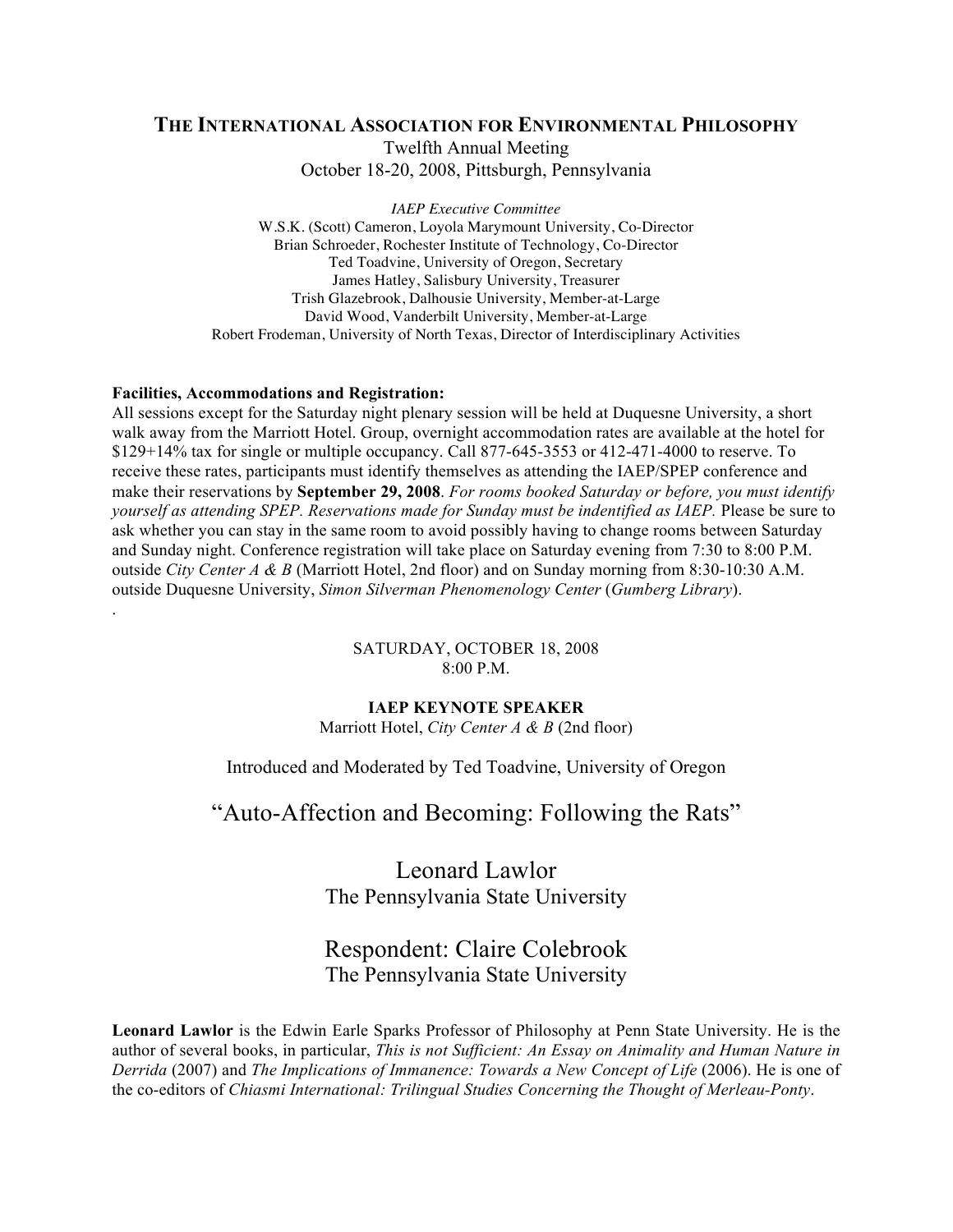# The International Association for Environmental Philosophy

Twelfth Annual Meeting
October 18-20, 2008, Pittsburgh, Pennsylvania

*IAEP Executive Committee*
W.S.K. (Scott) Cameron, Loyola Marymount University, Co-Director
Brian Schroeder, Rochester Institute of Technology, Co-Director
Ted Toadvine, University of Oregon, Secretary
James Hatley, Salisbury University, Treasurer
Trish Glazebrook, Dalhousie University, Member-at-Large
David Wood, Vanderbilt University, Member-at-Large
Robert Frodeman, University of North Texas, Director of Interdisciplinary Activities

**Facilities, Accommodations and Registration:**
All sessions except for the Saturday night plenary session will be held at Duquesne University, a short walk away from the Marriott Hotel. Group, overnight accommodation rates are available at the hotel for $129+14% tax for single or multiple occupancy. Call 877-645-3553 or 412-471-4000 to reserve. To receive these rates, participants must identify themselves as attending the IAEP/SPEP conference and make their reservations by **September 29, 2008**. *For rooms booked Saturday or before, you must identify yourself as attending SPEP. Reservations made for Sunday must be indentified as IAEP.* Please be sure to ask whether you can stay in the same room to avoid possibly having to change rooms between Saturday and Sunday night. Conference registration will take place on Saturday evening from 7:30 to 8:00 P.M. outside *City Center A & B* (Marriott Hotel, 2nd floor) and on Sunday morning from 8:30-10:30 A.M. outside Duquesne University, *Simon Silverman Phenomenology Center* (*Gumberg Library*).

.

SATURDAY, OCTOBER 18, 2008
8:00 P.M.

**IAEP KEYNOTE SPEAKER**
Marriott Hotel, *City Center A & B* (2nd floor)

Introduced and Moderated by Ted Toadvine, University of Oregon

## "Auto-Affection and Becoming: Following the Rats"

Leonard Lawlor
The Pennsylvania State University

Respondent: Claire Colebrook
The Pennsylvania State University

**Leonard Lawlor** is the Edwin Earle Sparks Professor of Philosophy at Penn State University. He is the author of several books, in particular, *This is not Sufficient: An Essay on Animality and Human Nature in Derrida* (2007) and *The Implications of Immanence: Towards a New Concept of Life* (2006). He is one of the co-editors of *Chiasmi International: Trilingual Studies Concerning the Thought of Merleau-Ponty*.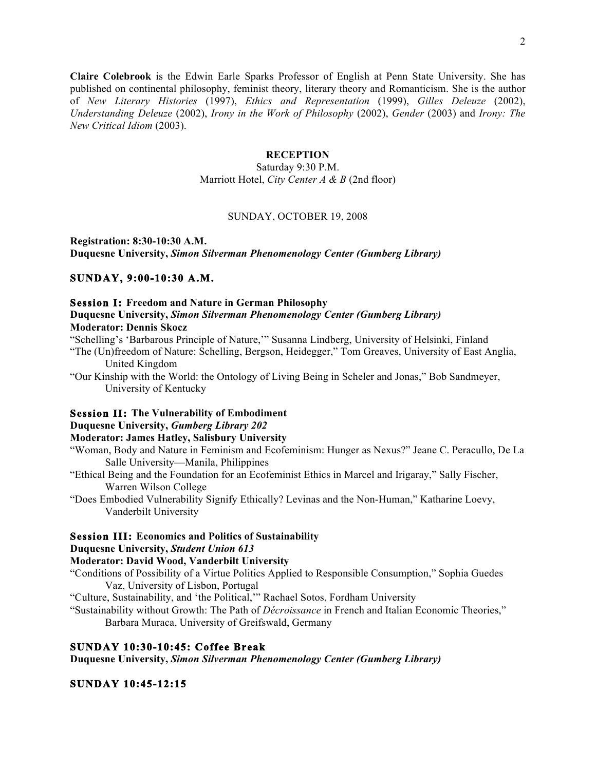**Claire Colebrook** is the Edwin Earle Sparks Professor of English at Penn State University. She has published on continental philosophy, feminist theory, literary theory and Romanticism. She is the author of *New Literary Histories* (1997), *Ethics and Representation* (1999), *Gilles Deleuze* (2002), *Understanding Deleuze* (2002), *Irony in the Work of Philosophy* (2002), *Gender* (2003) and *Irony: The New Critical Idiom* (2003).

**RECEPTION**

Saturday 9:30 P.M.
Marriott Hotel, *City Center A & B* (2nd floor)

SUNDAY, OCTOBER 19, 2008

**Registration: 8:30-10:30 A.M.**
**Duquesne University, *Simon Silverman Phenomenology Center (Gumberg Library)***

## SUNDAY, 9:00-10:30 A.M.

### Session I: Freedom and Nature in German Philosophy
**Duquesne University, *Simon Silverman Phenomenology Center (Gumberg Library)***
**Moderator: Dennis Skocz**

"Schelling's 'Barbarous Principle of Nature,'" Susanna Lindberg, University of Helsinki, Finland

"The (Un)freedom of Nature: Schelling, Bergson, Heidegger," Tom Greaves, University of East Anglia, United Kingdom

"Our Kinship with the World: the Ontology of Living Being in Scheler and Jonas," Bob Sandmeyer, University of Kentucky

### Session II: The Vulnerability of Embodiment
**Duquesne University, *Gumberg Library 202***
**Moderator: James Hatley, Salisbury University**

"Woman, Body and Nature in Feminism and Ecofeminism: Hunger as Nexus?" Jeane C. Peracullo, De La Salle University—Manila, Philippines

"Ethical Being and the Foundation for an Ecofeminist Ethics in Marcel and Irigaray," Sally Fischer, Warren Wilson College

"Does Embodied Vulnerability Signify Ethically? Levinas and the Non-Human," Katharine Loevy, Vanderbilt University

### Session III: Economics and Politics of Sustainability
**Duquesne University, *Student Union 613***
**Moderator: David Wood, Vanderbilt University**

"Conditions of Possibility of a Virtue Politics Applied to Responsible Consumption," Sophia Guedes Vaz, University of Lisbon, Portugal

"Culture, Sustainability, and 'the Political,'" Rachael Sotos, Fordham University

"Sustainability without Growth: The Path of *Décroissance* in French and Italian Economic Theories," Barbara Muraca, University of Greifswald, Germany

## SUNDAY 10:30-10:45: Coffee Break
**Duquesne University, *Simon Silverman Phenomenology Center (Gumberg Library)***

## SUNDAY 10:45-12:15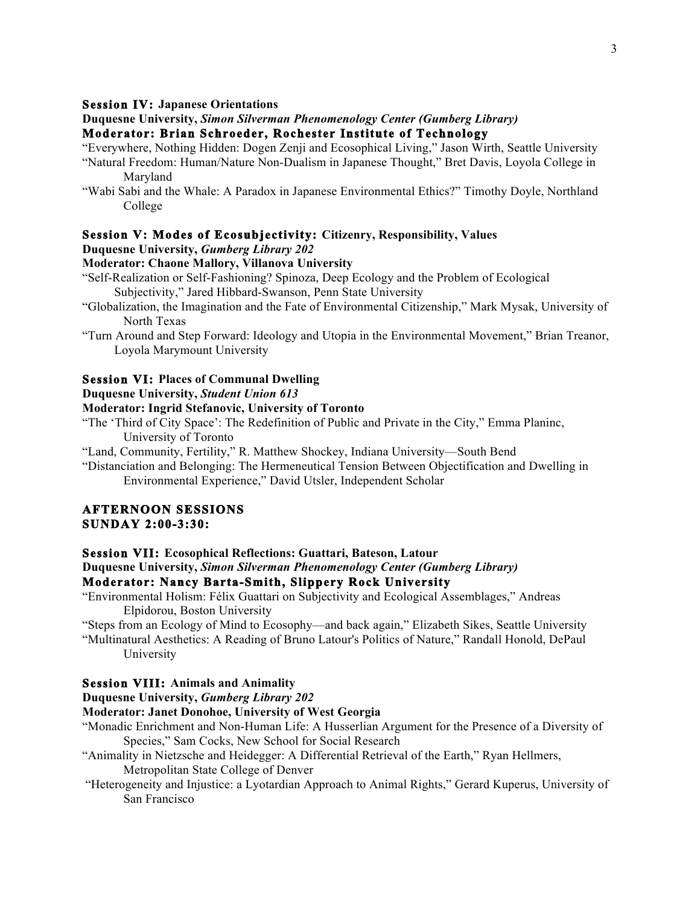### **Session IV:** Japanese Orientations

**Duquesne University, *Simon Silverman Phenomenology Center (Gumberg Library)***
**Moderator: Brian Schroeder, Rochester Institute of Technology**

"Everywhere, Nothing Hidden: Dogen Zenji and Ecosophical Living," Jason Wirth, Seattle University

"Natural Freedom: Human/Nature Non-Dualism in Japanese Thought," Bret Davis, Loyola College in Maryland

"Wabi Sabi and the Whale: A Paradox in Japanese Environmental Ethics?" Timothy Doyle, Northland College

### **Session V: Modes of Ecosubjectivity:** Citizenry, Responsibility, Values

**Duquesne University, *Gumberg Library 202***
**Moderator: Chaone Mallory, Villanova University**

"Self-Realization or Self-Fashioning? Spinoza, Deep Ecology and the Problem of Ecological Subjectivity," Jared Hibbard-Swanson, Penn State University

"Globalization, the Imagination and the Fate of Environmental Citizenship," Mark Mysak, University of North Texas

"Turn Around and Step Forward: Ideology and Utopia in the Environmental Movement," Brian Treanor, Loyola Marymount University

### **Session VI:** Places of Communal Dwelling

**Duquesne University, *Student Union 613***
**Moderator: Ingrid Stefanovic, University of Toronto**

"The 'Third of City Space': The Redefinition of Public and Private in the City," Emma Planinc, University of Toronto

"Land, Community, Fertility," R. Matthew Shockey, Indiana University—South Bend

"Distanciation and Belonging: The Hermeneutical Tension Between Objectification and Dwelling in Environmental Experience," David Utsler, Independent Scholar

## AFTERNOON SESSIONS
## SUNDAY 2:00-3:30:

### **Session VII:** Ecosophical Reflections: Guattari, Bateson, Latour

**Duquesne University, *Simon Silverman Phenomenology Center (Gumberg Library)***
**Moderator: Nancy Barta-Smith, Slippery Rock University**

"Environmental Holism: Félix Guattari on Subjectivity and Ecological Assemblages," Andreas Elpidorou, Boston University

"Steps from an Ecology of Mind to Ecosophy—and back again," Elizabeth Sikes, Seattle University

"Multinatural Aesthetics: A Reading of Bruno Latour's Politics of Nature," Randall Honold, DePaul University

### **Session VIII:** Animals and Animality

**Duquesne University, *Gumberg Library 202***
**Moderator: Janet Donohoe, University of West Georgia**

"Monadic Enrichment and Non-Human Life: A Husserlian Argument for the Presence of a Diversity of Species," Sam Cocks, New School for Social Research

"Animality in Nietzsche and Heidegger: A Differential Retrieval of the Earth," Ryan Hellmers, Metropolitan State College of Denver

"Heterogeneity and Injustice: a Lyotardian Approach to Animal Rights," Gerard Kuperus, University of San Francisco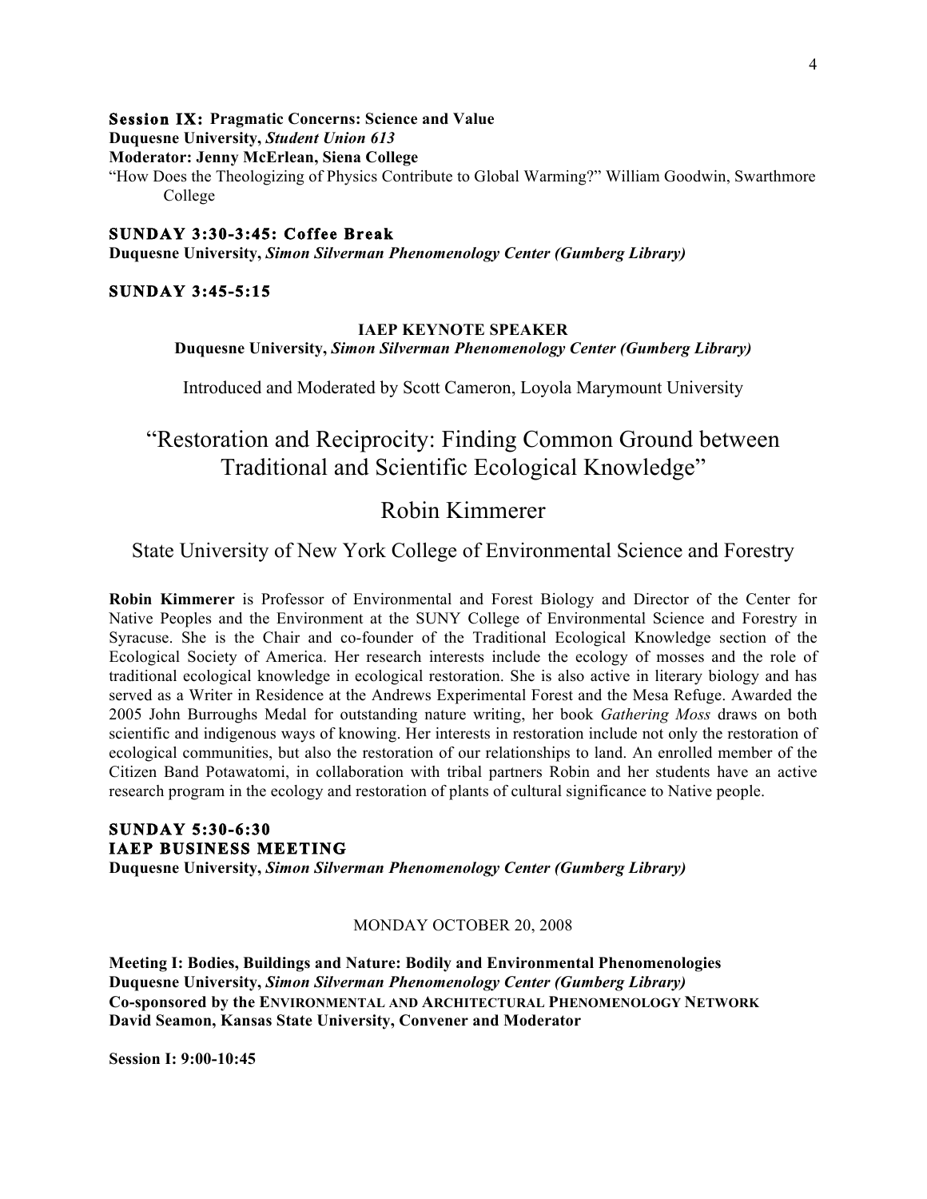**Session IX: Pragmatic Concerns: Science and Value**
**Duquesne University, *Student Union 613***
**Moderator: Jenny McErlean, Siena College**

"How Does the Theologizing of Physics Contribute to Global Warming?" William Goodwin, Swarthmore College

**SUNDAY 3:30-3:45: Coffee Break**
**Duquesne University, *Simon Silverman Phenomenology Center (Gumberg Library)***

**SUNDAY 3:45-5:15**

**IAEP KEYNOTE SPEAKER**
**Duquesne University, *Simon Silverman Phenomenology Center (Gumberg Library)***

Introduced and Moderated by Scott Cameron, Loyola Marymount University

## "Restoration and Reciprocity: Finding Common Ground between Traditional and Scientific Ecological Knowledge"

## Robin Kimmerer

State University of New York College of Environmental Science and Forestry

**Robin Kimmerer** is Professor of Environmental and Forest Biology and Director of the Center for Native Peoples and the Environment at the SUNY College of Environmental Science and Forestry in Syracuse. She is the Chair and co-founder of the Traditional Ecological Knowledge section of the Ecological Society of America. Her research interests include the ecology of mosses and the role of traditional ecological knowledge in ecological restoration. She is also active in literary biology and has served as a Writer in Residence at the Andrews Experimental Forest and the Mesa Refuge. Awarded the 2005 John Burroughs Medal for outstanding nature writing, her book *Gathering Moss* draws on both scientific and indigenous ways of knowing. Her interests in restoration include not only the restoration of ecological communities, but also the restoration of our relationships to land. An enrolled member of the Citizen Band Potawatomi, in collaboration with tribal partners Robin and her students have an active research program in the ecology and restoration of plants of cultural significance to Native people.

**SUNDAY 5:30-6:30**
**IAEP BUSINESS MEETING**
**Duquesne University, *Simon Silverman Phenomenology Center (Gumberg Library)***

MONDAY OCTOBER 20, 2008

**Meeting I: Bodies, Buildings and Nature: Bodily and Environmental Phenomenologies**
**Duquesne University, *Simon Silverman Phenomenology Center (Gumberg Library)***
**Co-sponsored by the ENVIRONMENTAL AND ARCHITECTURAL PHENOMENOLOGY NETWORK**
**David Seamon, Kansas State University, Convener and Moderator**

**Session I: 9:00-10:45**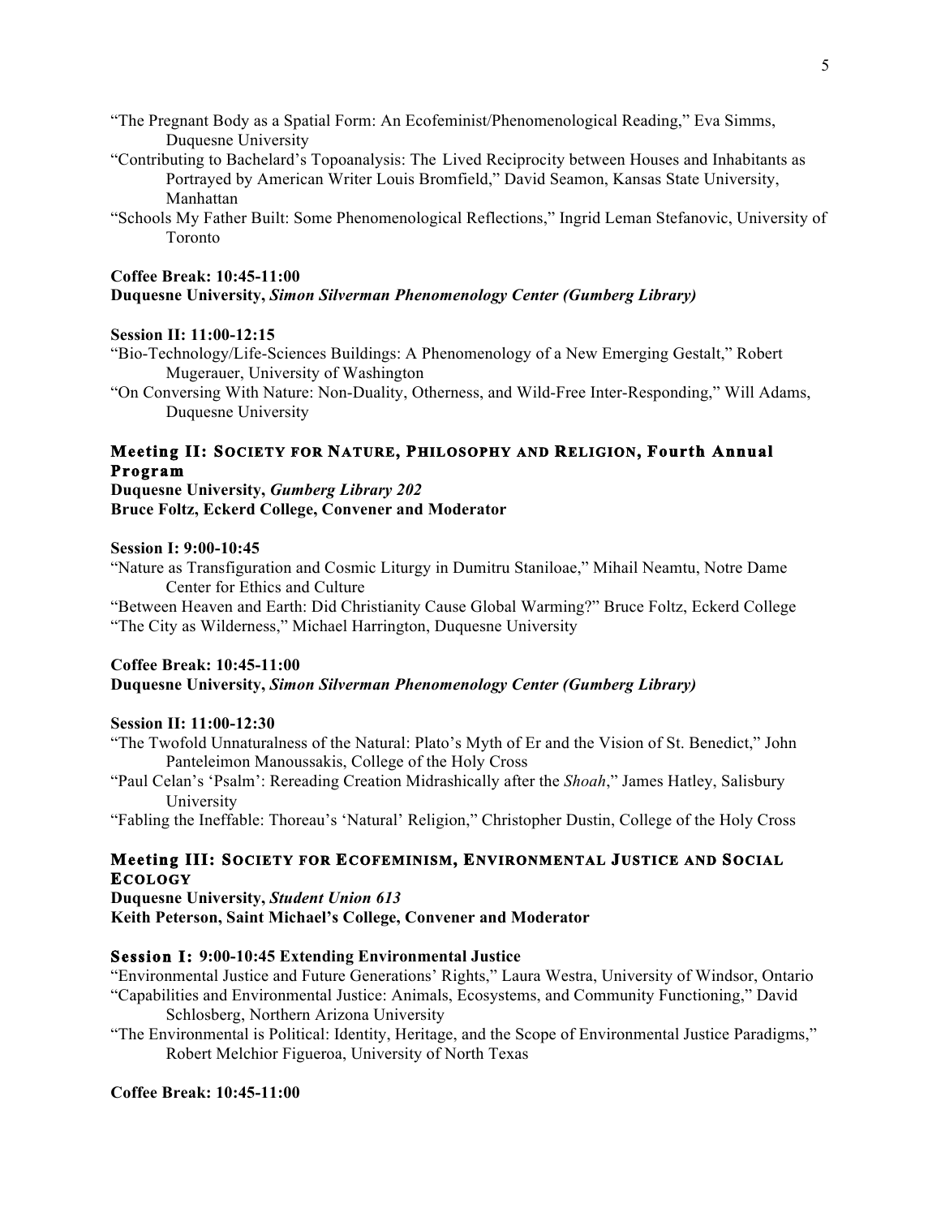"The Pregnant Body as a Spatial Form: An Ecofeminist/Phenomenological Reading," Eva Simms, Duquesne University

"Contributing to Bachelard's Topoanalysis: The Lived Reciprocity between Houses and Inhabitants as Portrayed by American Writer Louis Bromfield," David Seamon, Kansas State University, Manhattan

"Schools My Father Built: Some Phenomenological Reflections," Ingrid Leman Stefanovic, University of Toronto

**Coffee Break: 10:45-11:00**
**Duquesne University, *Simon Silverman Phenomenology Center (Gumberg Library)***

**Session II: 11:00-12:15**

"Bio-Technology/Life-Sciences Buildings: A Phenomenology of a New Emerging Gestalt," Robert Mugerauer, University of Washington

"On Conversing With Nature: Non-Duality, Otherness, and Wild-Free Inter-Responding," Will Adams, Duquesne University

## Meeting II: Society for Nature, Philosophy and Religion, Fourth Annual Program

**Duquesne University, *Gumberg Library 202***
**Bruce Foltz, Eckerd College, Convener and Moderator**

**Session I: 9:00-10:45**

"Nature as Transfiguration and Cosmic Liturgy in Dumitru Staniloae," Mihail Neamtu, Notre Dame Center for Ethics and Culture

"Between Heaven and Earth: Did Christianity Cause Global Warming?" Bruce Foltz, Eckerd College

"The City as Wilderness," Michael Harrington, Duquesne University

**Coffee Break: 10:45-11:00**
**Duquesne University, *Simon Silverman Phenomenology Center (Gumberg Library)***

**Session II: 11:00-12:30**

"The Twofold Unnaturalness of the Natural: Plato's Myth of Er and the Vision of St. Benedict," John Panteleimon Manoussakis, College of the Holy Cross

"Paul Celan's 'Psalm': Rereading Creation Midrashically after the *Shoah*," James Hatley, Salisbury University

"Fabling the Ineffable: Thoreau's 'Natural' Religion," Christopher Dustin, College of the Holy Cross

## Meeting III: Society for Ecofeminism, Environmental Justice and Social Ecology

**Duquesne University, *Student Union 613***
**Keith Peterson, Saint Michael's College, Convener and Moderator**

**Session I: 9:00-10:45 Extending Environmental Justice**

"Environmental Justice and Future Generations' Rights," Laura Westra, University of Windsor, Ontario

"Capabilities and Environmental Justice: Animals, Ecosystems, and Community Functioning," David Schlosberg, Northern Arizona University

"The Environmental is Political: Identity, Heritage, and the Scope of Environmental Justice Paradigms," Robert Melchior Figueroa, University of North Texas

**Coffee Break: 10:45-11:00**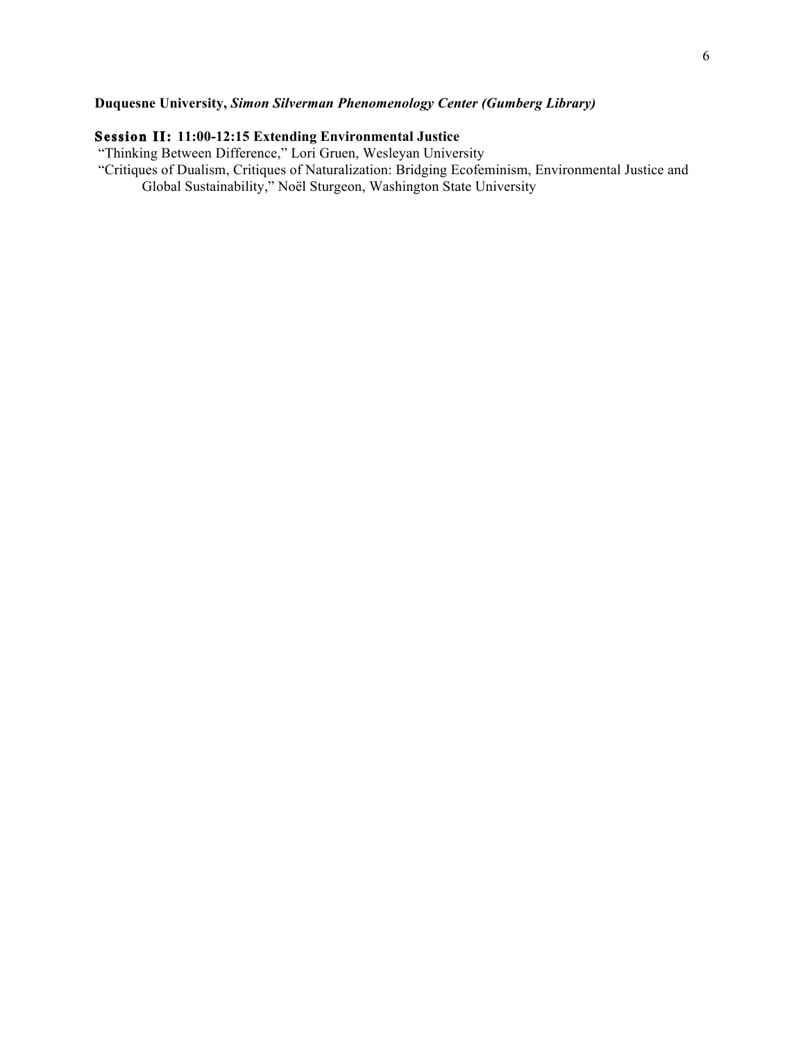**Duquesne University,** ***Simon Silverman Phenomenology Center (Gumberg Library)***

**Session II: 11:00-12:15 Extending Environmental Justice**

"Thinking Between Difference," Lori Gruen, Wesleyan University

"Critiques of Dualism, Critiques of Naturalization: Bridging Ecofeminism, Environmental Justice and Global Sustainability," Noël Sturgeon, Washington State University